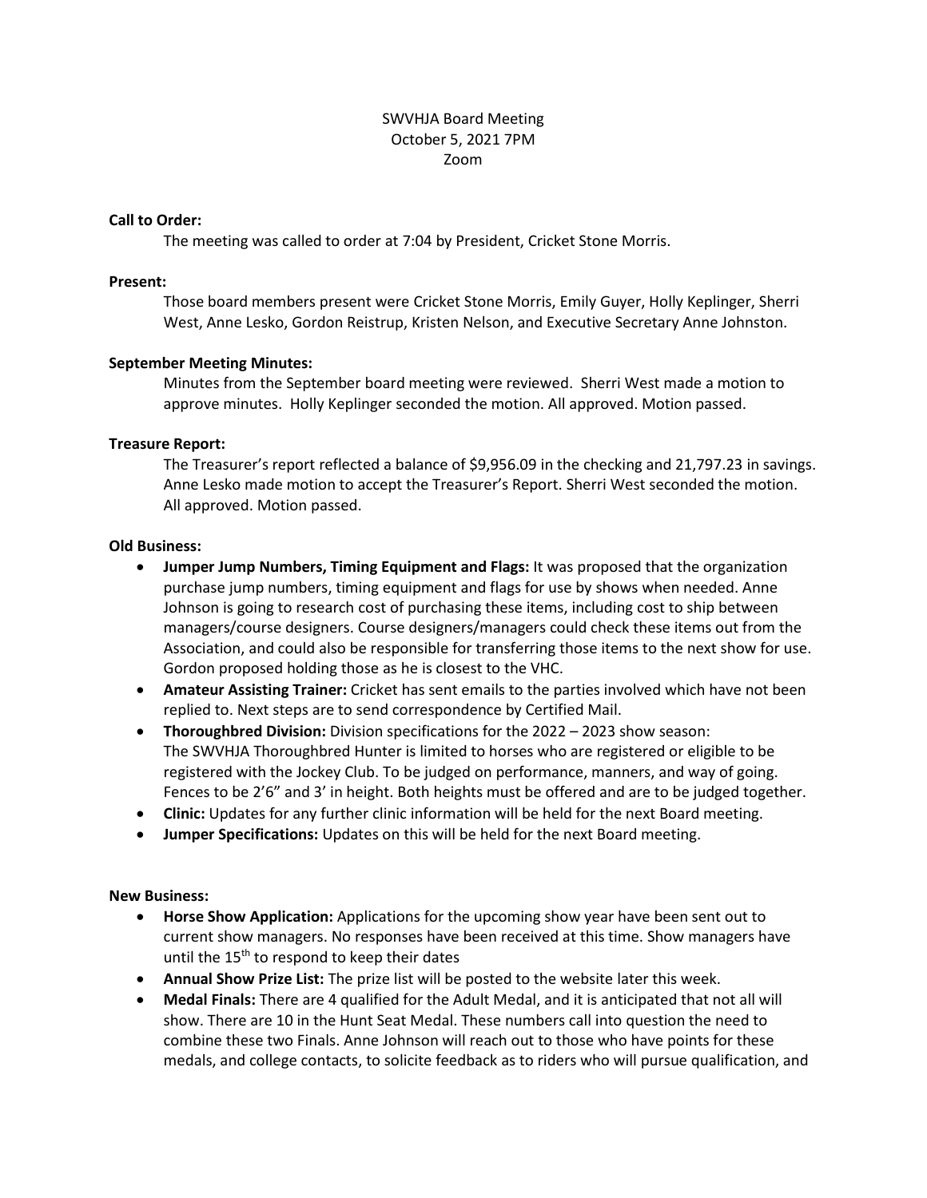SWVHJA Board Meeting
October 5, 2021 7PM
Zoom

**Call to Order:**

The meeting was called to order at 7:04 by President, Cricket Stone Morris.

**Present:**

Those board members present were Cricket Stone Morris, Emily Guyer, Holly Keplinger, Sherri West, Anne Lesko, Gordon Reistrup, Kristen Nelson, and Executive Secretary Anne Johnston.

**September Meeting Minutes:**

Minutes from the September board meeting were reviewed. Sherri West made a motion to approve minutes. Holly Keplinger seconded the motion. All approved. Motion passed.

**Treasure Report:**

The Treasurer's report reflected a balance of $9,956.09 in the checking and 21,797.23 in savings. Anne Lesko made motion to accept the Treasurer's Report. Sherri West seconded the motion. All approved. Motion passed.

**Old Business:**

- **Jumper Jump Numbers, Timing Equipment and Flags:** It was proposed that the organization purchase jump numbers, timing equipment and flags for use by shows when needed. Anne Johnson is going to research cost of purchasing these items, including cost to ship between managers/course designers. Course designers/managers could check these items out from the Association, and could also be responsible for transferring those items to the next show for use. Gordon proposed holding those as he is closest to the VHC.
- **Amateur Assisting Trainer:** Cricket has sent emails to the parties involved which have not been replied to. Next steps are to send correspondence by Certified Mail.
- **Thoroughbred Division:** Division specifications for the 2022 – 2023 show season: The SWVHJA Thoroughbred Hunter is limited to horses who are registered or eligible to be registered with the Jockey Club. To be judged on performance, manners, and way of going. Fences to be 2'6" and 3' in height. Both heights must be offered and are to be judged together.
- **Clinic:** Updates for any further clinic information will be held for the next Board meeting.
- **Jumper Specifications:** Updates on this will be held for the next Board meeting.

**New Business:**

- **Horse Show Application:** Applications for the upcoming show year have been sent out to current show managers. No responses have been received at this time. Show managers have until the 15th to respond to keep their dates
- **Annual Show Prize List:** The prize list will be posted to the website later this week.
- **Medal Finals:** There are 4 qualified for the Adult Medal, and it is anticipated that not all will show. There are 10 in the Hunt Seat Medal. These numbers call into question the need to combine these two Finals. Anne Johnson will reach out to those who have points for these medals, and college contacts, to solicite feedback as to riders who will pursue qualification, and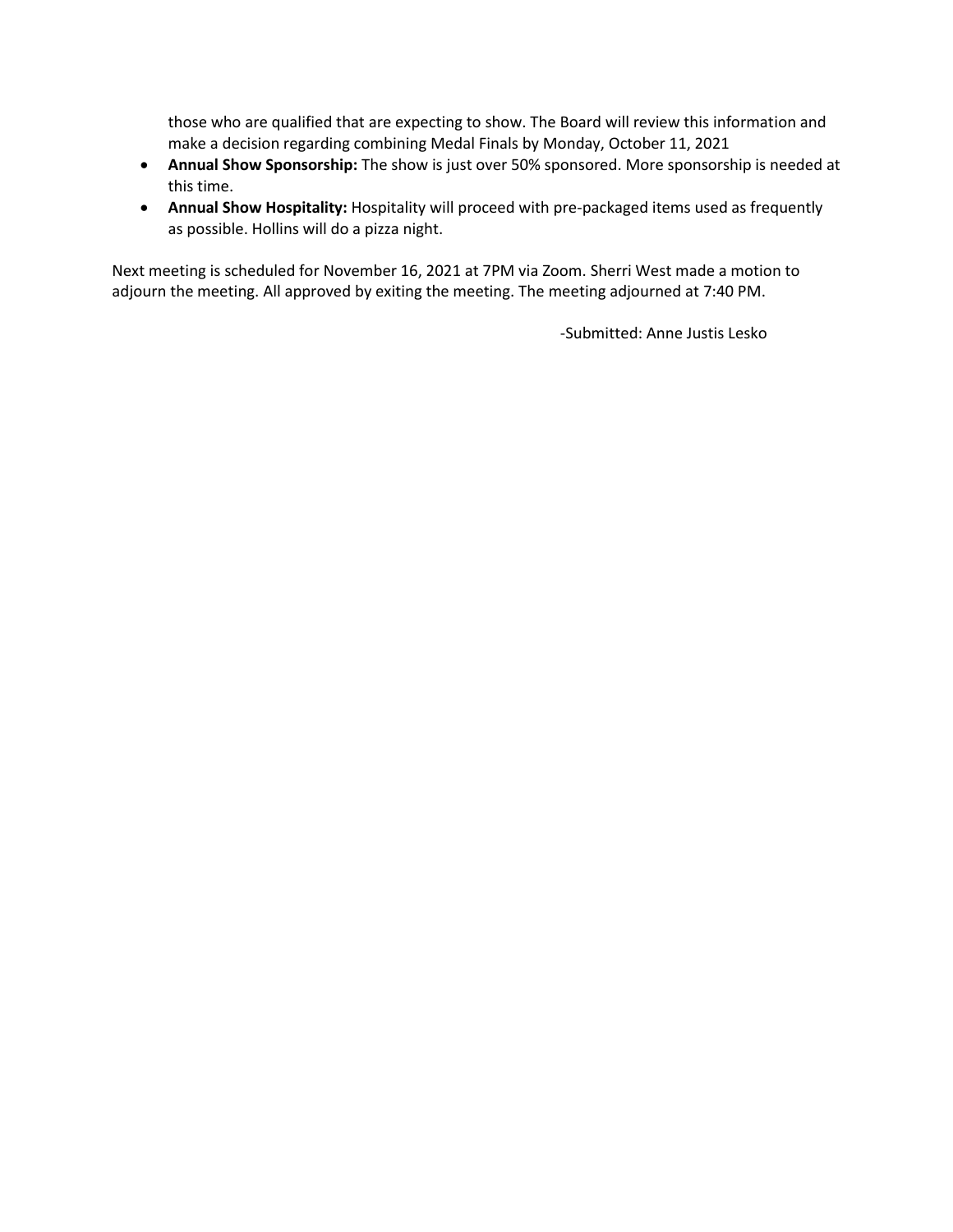those who are qualified that are expecting to show. The Board will review this information and make a decision regarding combining Medal Finals by Monday, October 11, 2021

- **Annual Show Sponsorship:** The show is just over 50% sponsored. More sponsorship is needed at this time.
- **Annual Show Hospitality:** Hospitality will proceed with pre-packaged items used as frequently as possible. Hollins will do a pizza night.

Next meeting is scheduled for November 16, 2021 at 7PM via Zoom. Sherri West made a motion to adjourn the meeting. All approved by exiting the meeting. The meeting adjourned at 7:40 PM.

-Submitted: Anne Justis Lesko